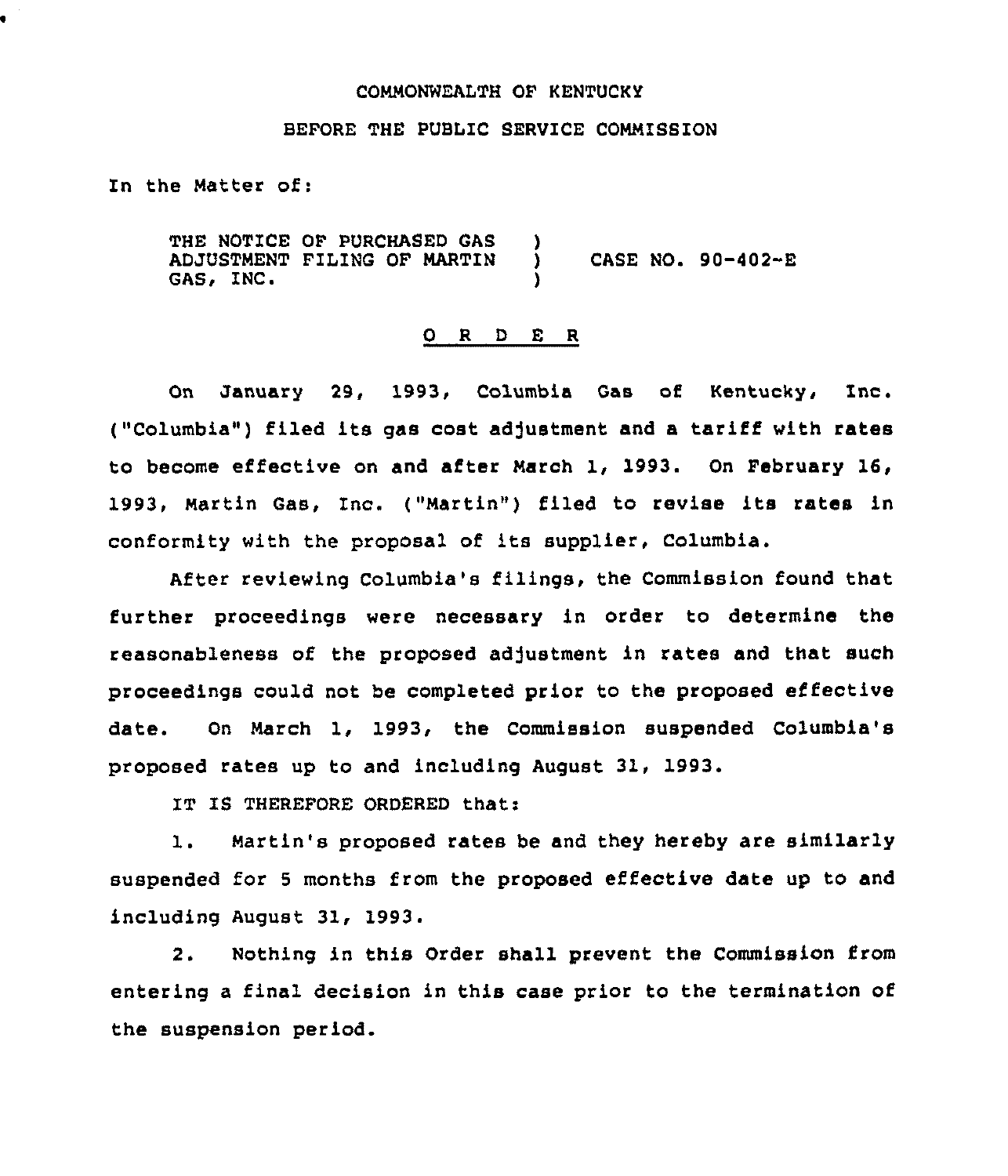COMMONWEALTH OF KENTUCKY

BEFORE THE PUBLIC SERVICE COMMISSION

In the Matter of:

THE NOTICE OF PURCHASED GAS ADJUSTMENT FILING OF MARTIN GAS, INC. ) CASE NO. 90-402-E

O R D E R

On January 29, 1993, Columbia Gas of Kentucky, Inc. ("Columbia") filed its gas cost adjustment and a tariff with rates to become effective on and after March 1, 1993. On February 16, 1993, Martin Gas, Inc. ("Martin") filed to revise its rates in conformity with the proposal of its supplier, Columbia.

After reviewing Columbia's filings, the Commission found that further proceedings were necessary in order to determine the reasonableness of the proposed adjustment in rates and that such proceedings could not be completed prior to the proposed effective date. On March 1, 1993, the Commission suspended Columbia's proposed rates up to and including August 31, 1993.

IT IS THEREFORE ORDERED that:

1. Martin's proposed rates be and they hereby are similarly suspended for 5 months from the proposed effective date up to and including August 31, 1993.

2. Nothing in this Order shall prevent the Commission from entering a final decision in this case prior to the termination of the suspension period.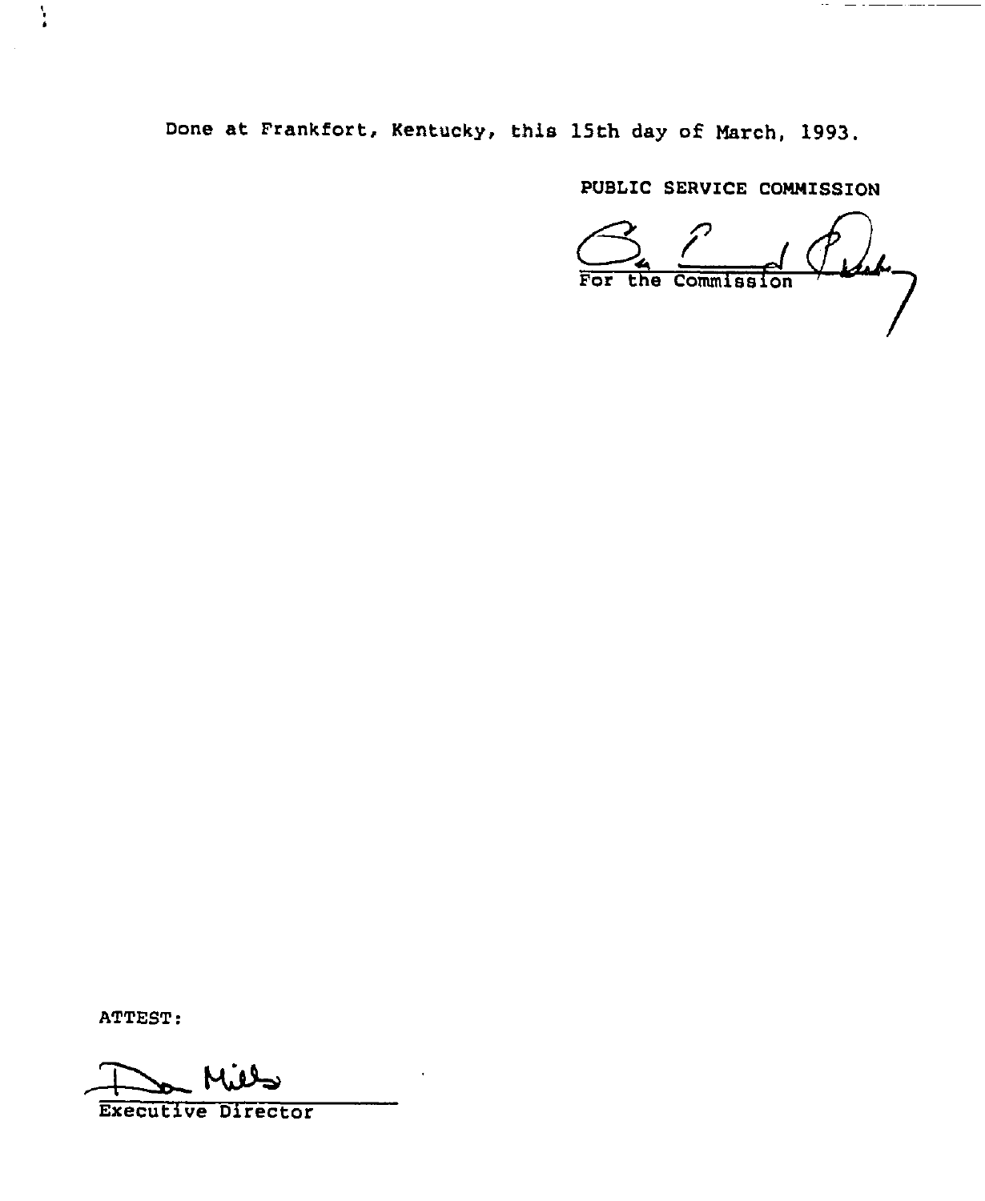Done at Frankfort, Kentucky, this 15th day of March, 1993.

PUBLIC SERVICE COMMISSION

For the Commission

ATTEST:

Executive Director